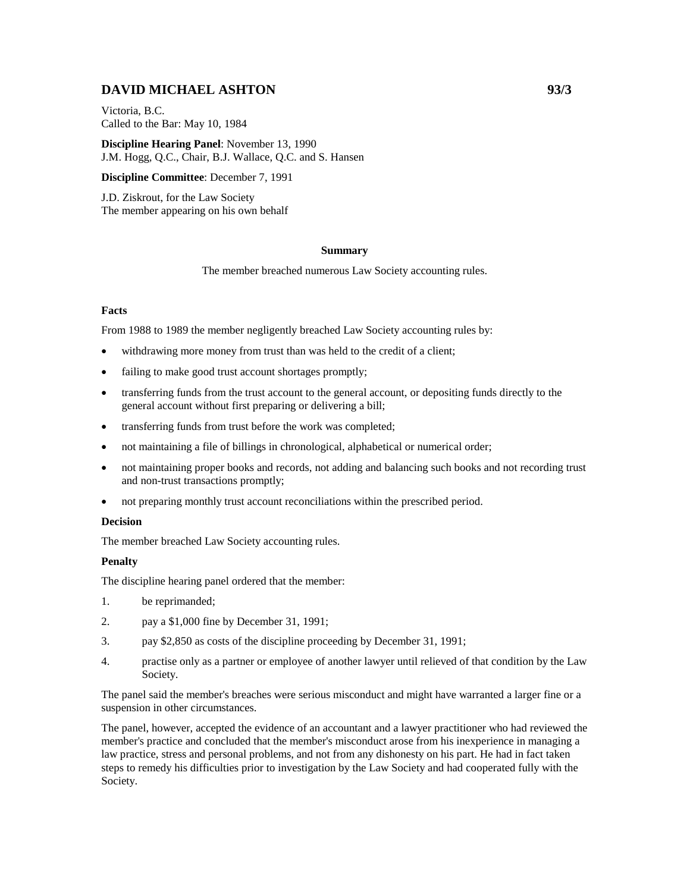# DAVID MICHAEL ASHTON 93/3

Victoria, B.C.
Called to the Bar: May 10, 1984

**Discipline Hearing Panel**: November 13, 1990
J.M. Hogg, Q.C., Chair, B.J. Wallace, Q.C. and S. Hansen

**Discipline Committee**: December 7, 1991

J.D. Ziskrout, for the Law Society
The member appearing on his own behalf

### Summary

The member breached numerous Law Society accounting rules.

### Facts

From 1988 to 1989 the member negligently breached Law Society accounting rules by:

- withdrawing more money from trust than was held to the credit of a client;
- failing to make good trust account shortages promptly;
- transferring funds from the trust account to the general account, or depositing funds directly to the general account without first preparing or delivering a bill;
- transferring funds from trust before the work was completed;
- not maintaining a file of billings in chronological, alphabetical or numerical order;
- not maintaining proper books and records, not adding and balancing such books and not recording trust and non-trust transactions promptly;
- not preparing monthly trust account reconciliations within the prescribed period.

### Decision

The member breached Law Society accounting rules.

### Penalty

The discipline hearing panel ordered that the member:

1. be reprimanded;
2. pay a $1,000 fine by December 31, 1991;
3. pay $2,850 as costs of the discipline proceeding by December 31, 1991;
4. practise only as a partner or employee of another lawyer until relieved of that condition by the Law Society.

The panel said the member's breaches were serious misconduct and might have warranted a larger fine or a suspension in other circumstances.

The panel, however, accepted the evidence of an accountant and a lawyer practitioner who had reviewed the member's practice and concluded that the member's misconduct arose from his inexperience in managing a law practice, stress and personal problems, and not from any dishonesty on his part. He had in fact taken steps to remedy his difficulties prior to investigation by the Law Society and had cooperated fully with the Society.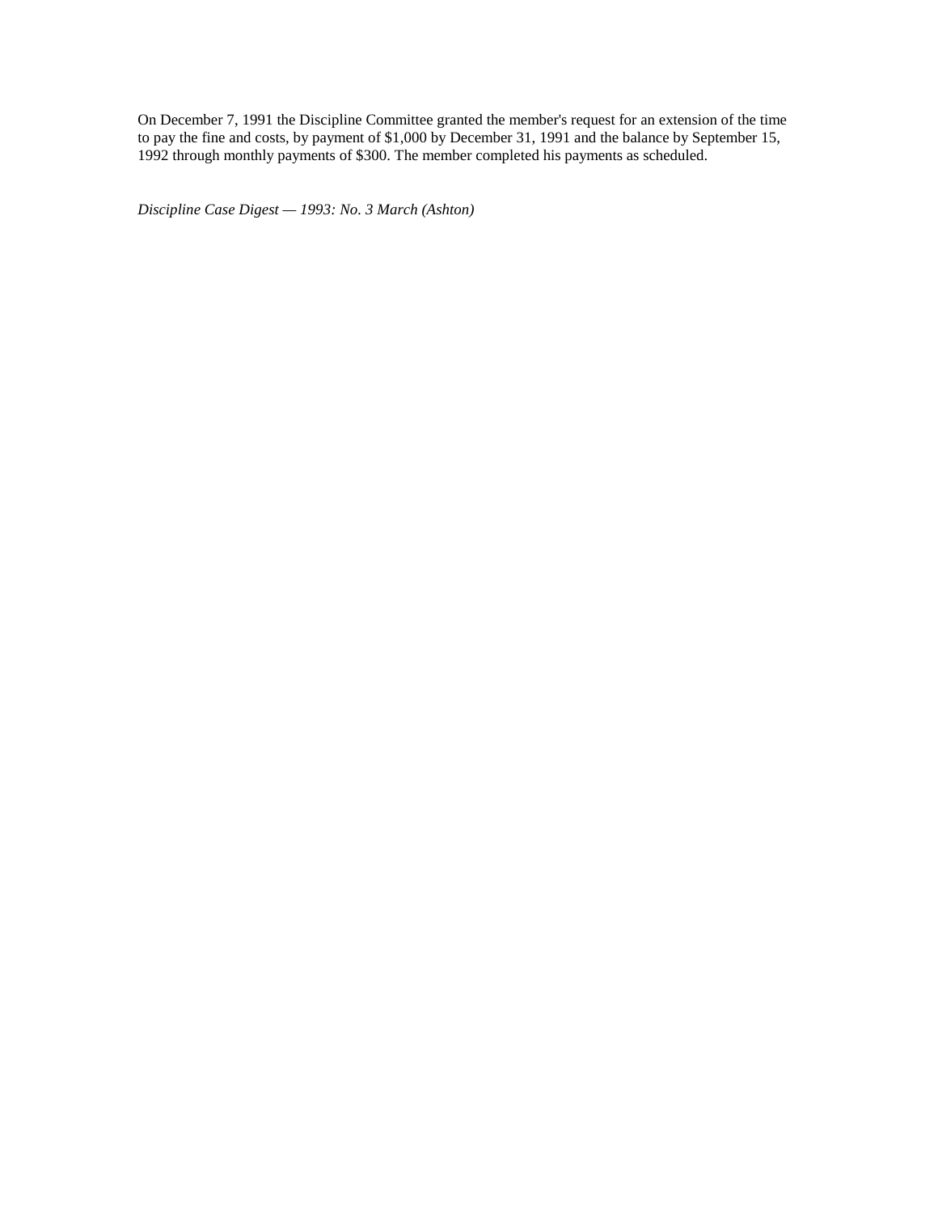On December 7, 1991 the Discipline Committee granted the member's request for an extension of the time to pay the fine and costs, by payment of $1,000 by December 31, 1991 and the balance by September 15, 1992 through monthly payments of $300. The member completed his payments as scheduled.

*Discipline Case Digest — 1993: No. 3 March (Ashton)*